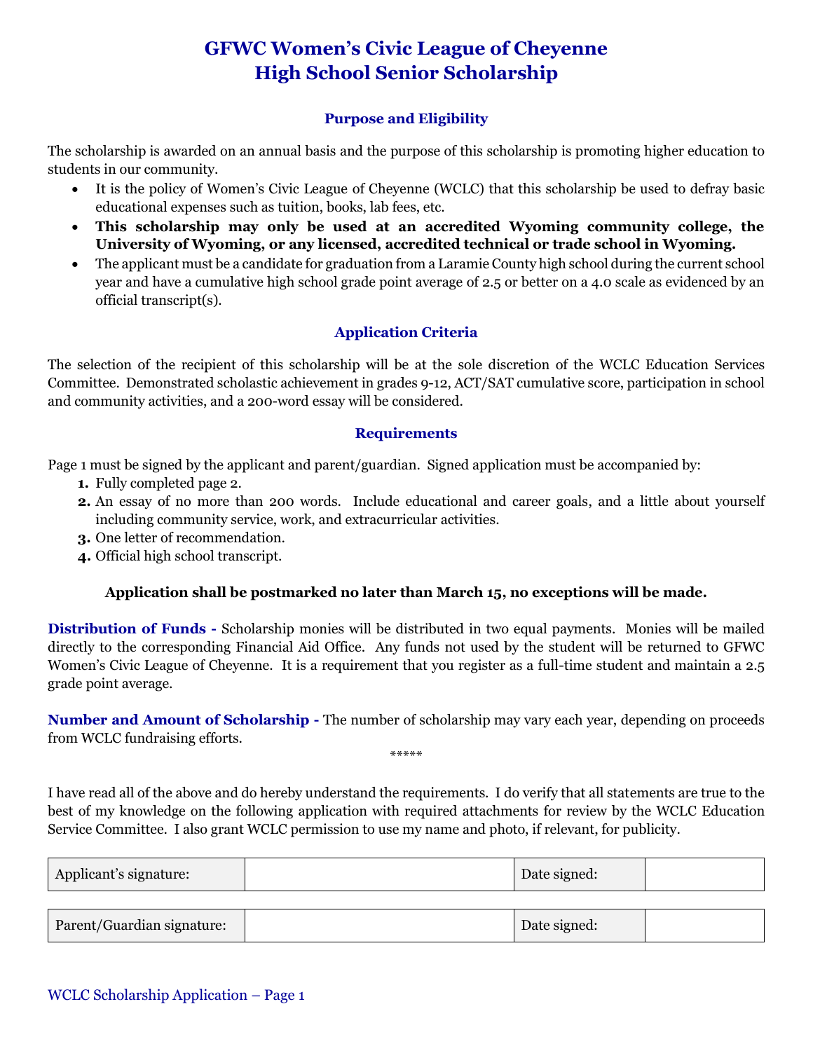# GFWC Women's Civic League of Cheyenne
# High School Senior Scholarship

## Purpose and Eligibility

The scholarship is awarded on an annual basis and the purpose of this scholarship is promoting higher education to students in our community.

- It is the policy of Women's Civic League of Cheyenne (WCLC) that this scholarship be used to defray basic educational expenses such as tuition, books, lab fees, etc.
- **This scholarship may only be used at an accredited Wyoming community college, the University of Wyoming, or any licensed, accredited technical or trade school in Wyoming.**
- The applicant must be a candidate for graduation from a Laramie County high school during the current school year and have a cumulative high school grade point average of 2.5 or better on a 4.0 scale as evidenced by an official transcript(s).

## Application Criteria

The selection of the recipient of this scholarship will be at the sole discretion of the WCLC Education Services Committee. Demonstrated scholastic achievement in grades 9-12, ACT/SAT cumulative score, participation in school and community activities, and a 200-word essay will be considered.

## Requirements

Page 1 must be signed by the applicant and parent/guardian. Signed application must be accompanied by:

1. Fully completed page 2.
2. An essay of no more than 200 words. Include educational and career goals, and a little about yourself including community service, work, and extracurricular activities.
3. One letter of recommendation.
4. Official high school transcript.

**Application shall be postmarked no later than March 15, no exceptions will be made.**

**Distribution of Funds -** Scholarship monies will be distributed in two equal payments. Monies will be mailed directly to the corresponding Financial Aid Office. Any funds not used by the student will be returned to GFWC Women's Civic League of Cheyenne. It is a requirement that you register as a full-time student and maintain a 2.5 grade point average.

**Number and Amount of Scholarship -** The number of scholarship may vary each year, depending on proceeds from WCLC fundraising efforts.

*****

I have read all of the above and do hereby understand the requirements. I do verify that all statements are true to the best of my knowledge on the following application with required attachments for review by the WCLC Education Service Committee. I also grant WCLC permission to use my name and photo, if relevant, for publicity.

| Applicant's signature: | | Date signed: | |
|---|---|---|---|

| Parent/Guardian signature: | | Date signed: | |
|---|---|---|---|

WCLC Scholarship Application – Page 1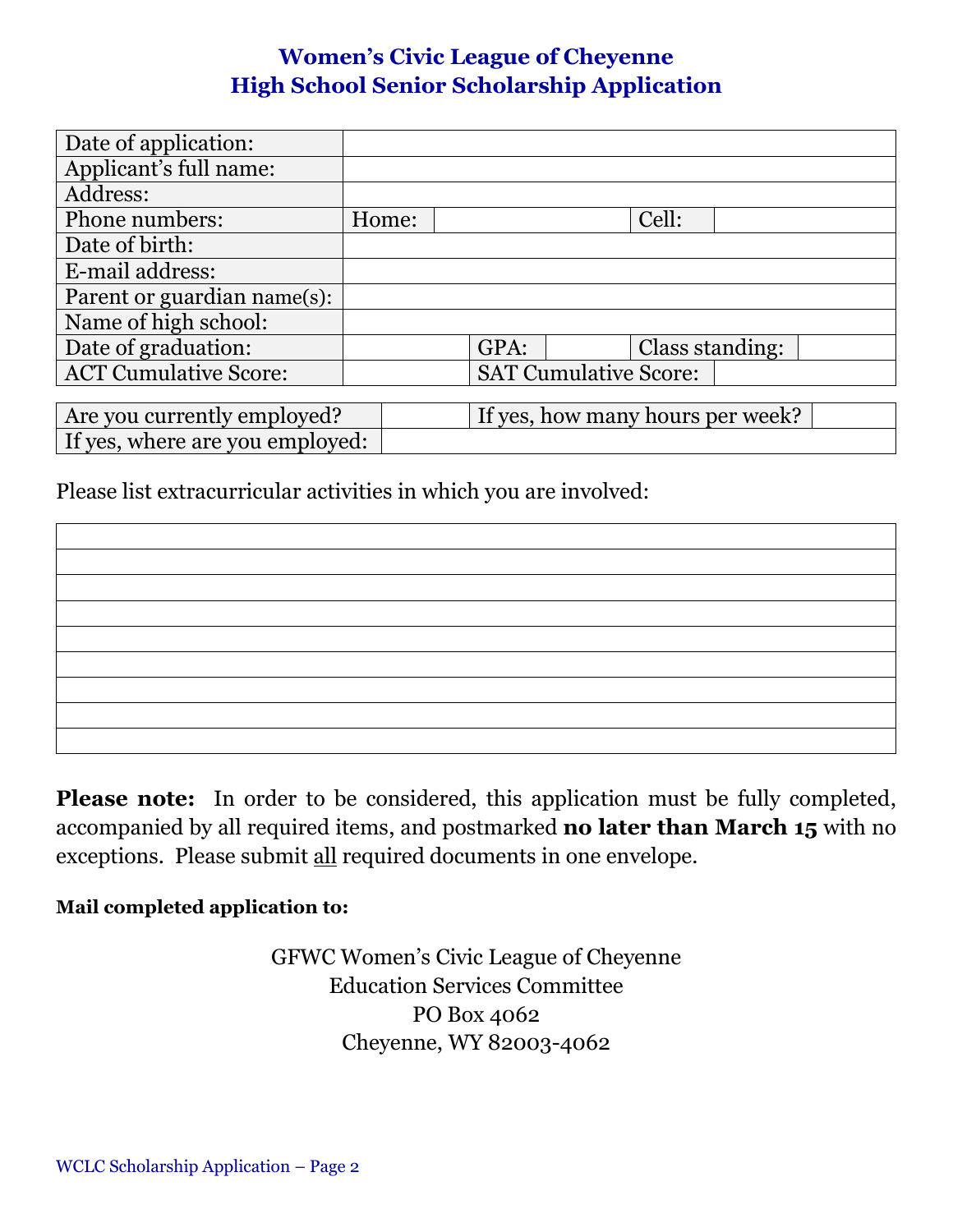# Women's Civic League of Cheyenne
# High School Senior Scholarship Application

| | | | | | |
|---|---|---|---|---|---|
| Date of application: | | | | | |
| Applicant's full name: | | | | | |
| Address: | | | | | |
| Phone numbers: | Home: | | | Cell: | |
| Date of birth: | | | | | |
| E-mail address: | | | | | |
| Parent or guardian name(s): | | | | | |
| Name of high school: | | | | | |
| Date of graduation: | | GPA: | | Class standing: | |
| ACT Cumulative Score: | | SAT Cumulative Score: | | | |

| | | | |
|---|---|---|---|
| Are you currently employed? | | If yes, how many hours per week? | |
| If yes, where are you employed: | | | |

Please list extracurricular activities in which you are involved:

| |
|---|
| |
| |
| |
| |
| |
| |
| |
| |
| |

**Please note:** In order to be considered, this application must be fully completed, accompanied by all required items, and postmarked **no later than March 15** with no exceptions. Please submit all required documents in one envelope.

**Mail completed application to:**

GFWC Women's Civic League of Cheyenne
Education Services Committee
PO Box 4062
Cheyenne, WY 82003-4062